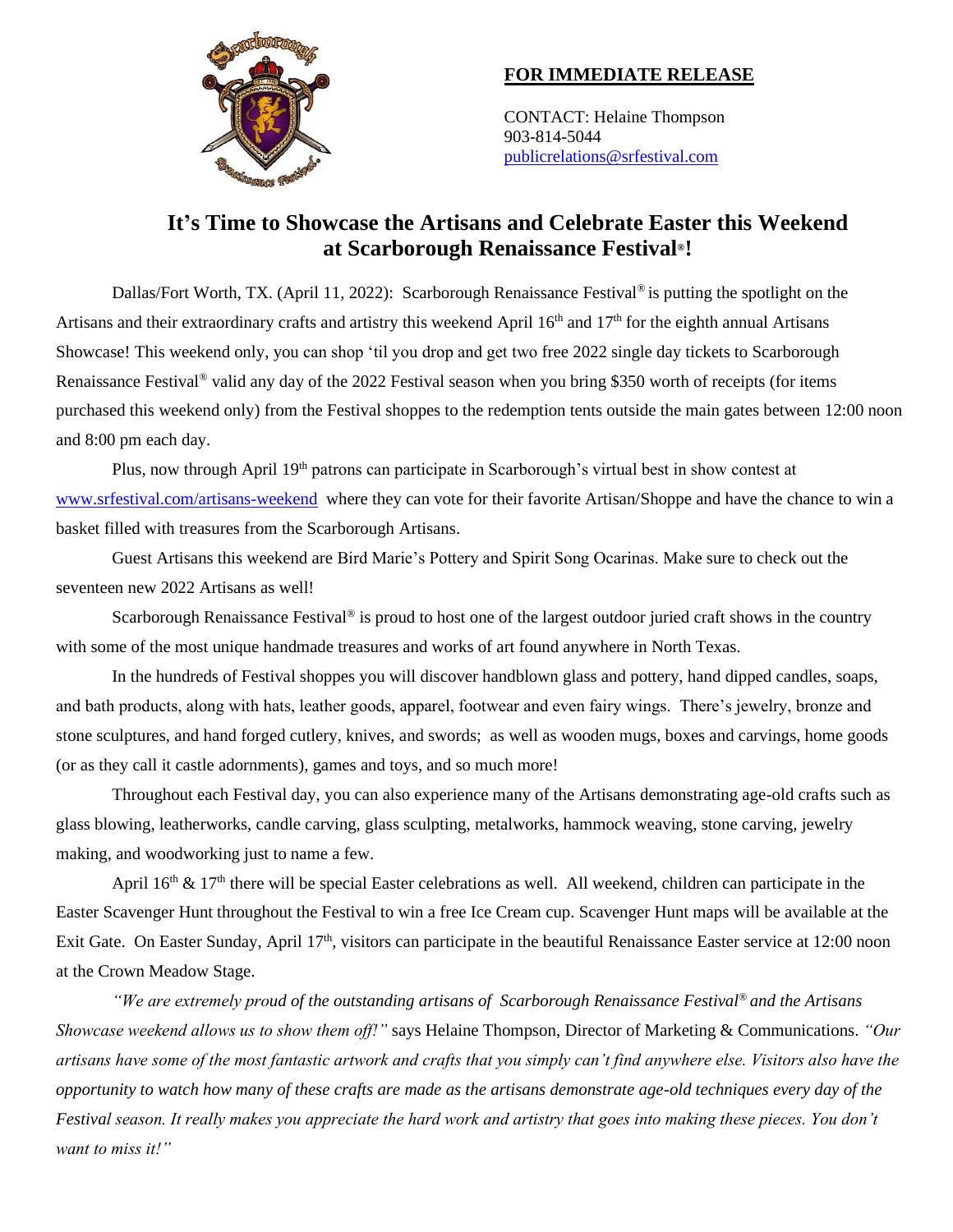**FOR IMMEDIATE RELEASE**

CONTACT: Helaine Thompson
903-814-5044
publicrelations@srfestival.com

## It's Time to Showcase the Artisans and Celebrate Easter this Weekend at Scarborough Renaissance Festival®!

Dallas/Fort Worth, TX. (April 11, 2022): Scarborough Renaissance Festival® is putting the spotlight on the Artisans and their extraordinary crafts and artistry this weekend April 16th and 17th for the eighth annual Artisans Showcase! This weekend only, you can shop 'til you drop and get two free 2022 single day tickets to Scarborough Renaissance Festival® valid any day of the 2022 Festival season when you bring $350 worth of receipts (for items purchased this weekend only) from the Festival shoppes to the redemption tents outside the main gates between 12:00 noon and 8:00 pm each day.

Plus, now through April 19th patrons can participate in Scarborough's virtual best in show contest at www.srfestival.com/artisans-weekend where they can vote for their favorite Artisan/Shoppe and have the chance to win a basket filled with treasures from the Scarborough Artisans.

Guest Artisans this weekend are Bird Marie's Pottery and Spirit Song Ocarinas. Make sure to check out the seventeen new 2022 Artisans as well!

Scarborough Renaissance Festival® is proud to host one of the largest outdoor juried craft shows in the country with some of the most unique handmade treasures and works of art found anywhere in North Texas.

In the hundreds of Festival shoppes you will discover handblown glass and pottery, hand dipped candles, soaps, and bath products, along with hats, leather goods, apparel, footwear and even fairy wings. There's jewelry, bronze and stone sculptures, and hand forged cutlery, knives, and swords; as well as wooden mugs, boxes and carvings, home goods (or as they call it castle adornments), games and toys, and so much more!

Throughout each Festival day, you can also experience many of the Artisans demonstrating age-old crafts such as glass blowing, leatherworks, candle carving, glass sculpting, metalworks, hammock weaving, stone carving, jewelry making, and woodworking just to name a few.

April 16th & 17th there will be special Easter celebrations as well. All weekend, children can participate in the Easter Scavenger Hunt throughout the Festival to win a free Ice Cream cup. Scavenger Hunt maps will be available at the Exit Gate. On Easter Sunday, April 17th, visitors can participate in the beautiful Renaissance Easter service at 12:00 noon at the Crown Meadow Stage.

*"We are extremely proud of the outstanding artisans of Scarborough Renaissance Festival® and the Artisans Showcase weekend allows us to show them off!"* says Helaine Thompson, Director of Marketing & Communications. *"Our artisans have some of the most fantastic artwork and crafts that you simply can't find anywhere else. Visitors also have the opportunity to watch how many of these crafts are made as the artisans demonstrate age-old techniques every day of the Festival season. It really makes you appreciate the hard work and artistry that goes into making these pieces. You don't want to miss it!"*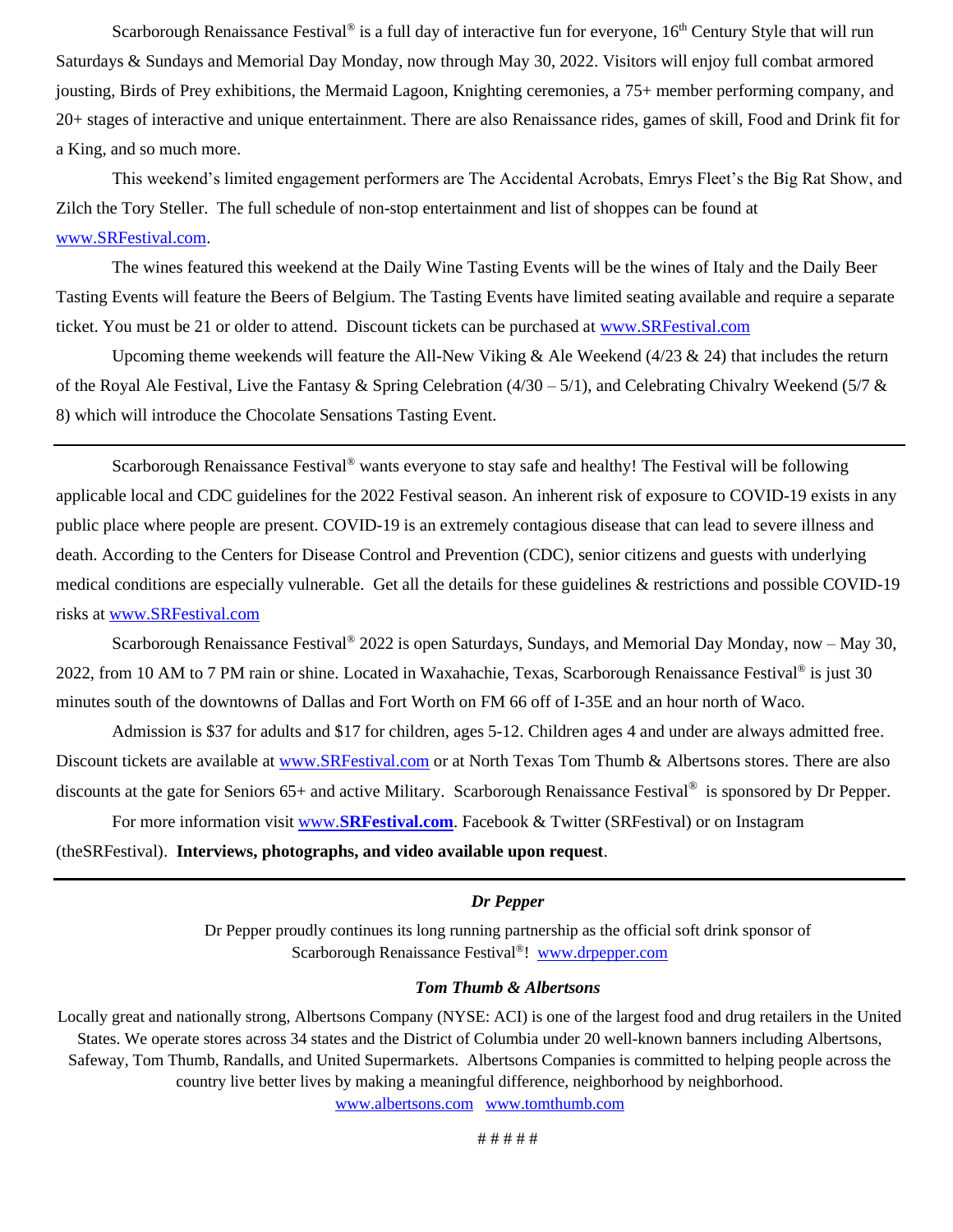Scarborough Renaissance Festival® is a full day of interactive fun for everyone, 16th Century Style that will run Saturdays & Sundays and Memorial Day Monday, now through May 30, 2022. Visitors will enjoy full combat armored jousting, Birds of Prey exhibitions, the Mermaid Lagoon, Knighting ceremonies, a 75+ member performing company, and 20+ stages of interactive and unique entertainment. There are also Renaissance rides, games of skill, Food and Drink fit for a King, and so much more.

This weekend's limited engagement performers are The Accidental Acrobats, Emrys Fleet's the Big Rat Show, and Zilch the Tory Steller. The full schedule of non-stop entertainment and list of shoppes can be found at www.SRFestival.com.

The wines featured this weekend at the Daily Wine Tasting Events will be the wines of Italy and the Daily Beer Tasting Events will feature the Beers of Belgium. The Tasting Events have limited seating available and require a separate ticket. You must be 21 or older to attend. Discount tickets can be purchased at www.SRFestival.com

Upcoming theme weekends will feature the All-New Viking & Ale Weekend (4/23 & 24) that includes the return of the Royal Ale Festival, Live the Fantasy & Spring Celebration (4/30 – 5/1), and Celebrating Chivalry Weekend (5/7 & 8) which will introduce the Chocolate Sensations Tasting Event.

---

Scarborough Renaissance Festival® wants everyone to stay safe and healthy! The Festival will be following applicable local and CDC guidelines for the 2022 Festival season. An inherent risk of exposure to COVID-19 exists in any public place where people are present. COVID-19 is an extremely contagious disease that can lead to severe illness and death. According to the Centers for Disease Control and Prevention (CDC), senior citizens and guests with underlying medical conditions are especially vulnerable. Get all the details for these guidelines & restrictions and possible COVID-19 risks at www.SRFestival.com

Scarborough Renaissance Festival® 2022 is open Saturdays, Sundays, and Memorial Day Monday, now – May 30, 2022, from 10 AM to 7 PM rain or shine. Located in Waxahachie, Texas, Scarborough Renaissance Festival® is just 30 minutes south of the downtowns of Dallas and Fort Worth on FM 66 off of I-35E and an hour north of Waco.

Admission is $37 for adults and $17 for children, ages 5-12. Children ages 4 and under are always admitted free. Discount tickets are available at www.SRFestival.com or at North Texas Tom Thumb & Albertsons stores. There are also discounts at the gate for Seniors 65+ and active Military. Scarborough Renaissance Festival® is sponsored by Dr Pepper.

For more information visit **www.SRFestival.com**. Facebook & Twitter (SRFestival) or on Instagram (theSRFestival). **Interviews, photographs, and video available upon request**.

---

***Dr Pepper***

Dr Pepper proudly continues its long running partnership as the official soft drink sponsor of Scarborough Renaissance Festival®! www.drpepper.com

***Tom Thumb & Albertsons***

Locally great and nationally strong, Albertsons Company (NYSE: ACI) is one of the largest food and drug retailers in the United States. We operate stores across 34 states and the District of Columbia under 20 well-known banners including Albertsons, Safeway, Tom Thumb, Randalls, and United Supermarkets. Albertsons Companies is committed to helping people across the country live better lives by making a meaningful difference, neighborhood by neighborhood.

www.albertsons.com www.tomthumb.com

# # # # #